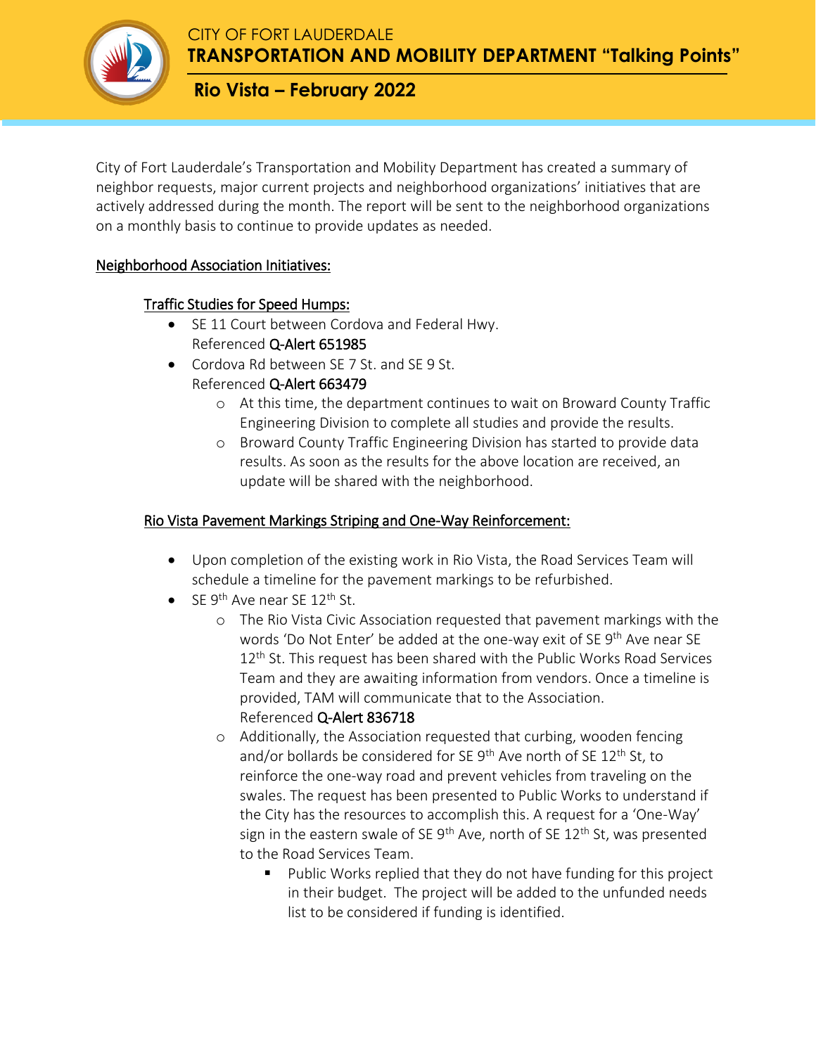CITY OF FORT LAUDERDALE

# TRANSPORTATION AND MOBILITY DEPARTMENT "Talking Points"

## Rio Vista – February 2022

City of Fort Lauderdale's Transportation and Mobility Department has created a summary of neighbor requests, major current projects and neighborhood organizations' initiatives that are actively addressed during the month. The report will be sent to the neighborhood organizations on a monthly basis to continue to provide updates as needed.

### Neighborhood Association Initiatives:

#### Traffic Studies for Speed Humps:

- SE 11 Court between Cordova and Federal Hwy.
  Referenced Q-Alert 651985
- Cordova Rd between SE 7 St. and SE 9 St.
  Referenced Q-Alert 663479
  - At this time, the department continues to wait on Broward County Traffic Engineering Division to complete all studies and provide the results.
  - Broward County Traffic Engineering Division has started to provide data results. As soon as the results for the above location are received, an update will be shared with the neighborhood.

#### Rio Vista Pavement Markings Striping and One-Way Reinforcement:

- Upon completion of the existing work in Rio Vista, the Road Services Team will schedule a timeline for the pavement markings to be refurbished.
- SE 9th Ave near SE 12th St.
  - The Rio Vista Civic Association requested that pavement markings with the words 'Do Not Enter' be added at the one-way exit of SE 9th Ave near SE 12th St. This request has been shared with the Public Works Road Services Team and they are awaiting information from vendors. Once a timeline is provided, TAM will communicate that to the Association.
    Referenced Q-Alert 836718
  - Additionally, the Association requested that curbing, wooden fencing and/or bollards be considered for SE 9th Ave north of SE 12th St, to reinforce the one-way road and prevent vehicles from traveling on the swales. The request has been presented to Public Works to understand if the City has the resources to accomplish this. A request for a 'One-Way' sign in the eastern swale of SE 9th Ave, north of SE 12th St, was presented to the Road Services Team.
    - Public Works replied that they do not have funding for this project in their budget. The project will be added to the unfunded needs list to be considered if funding is identified.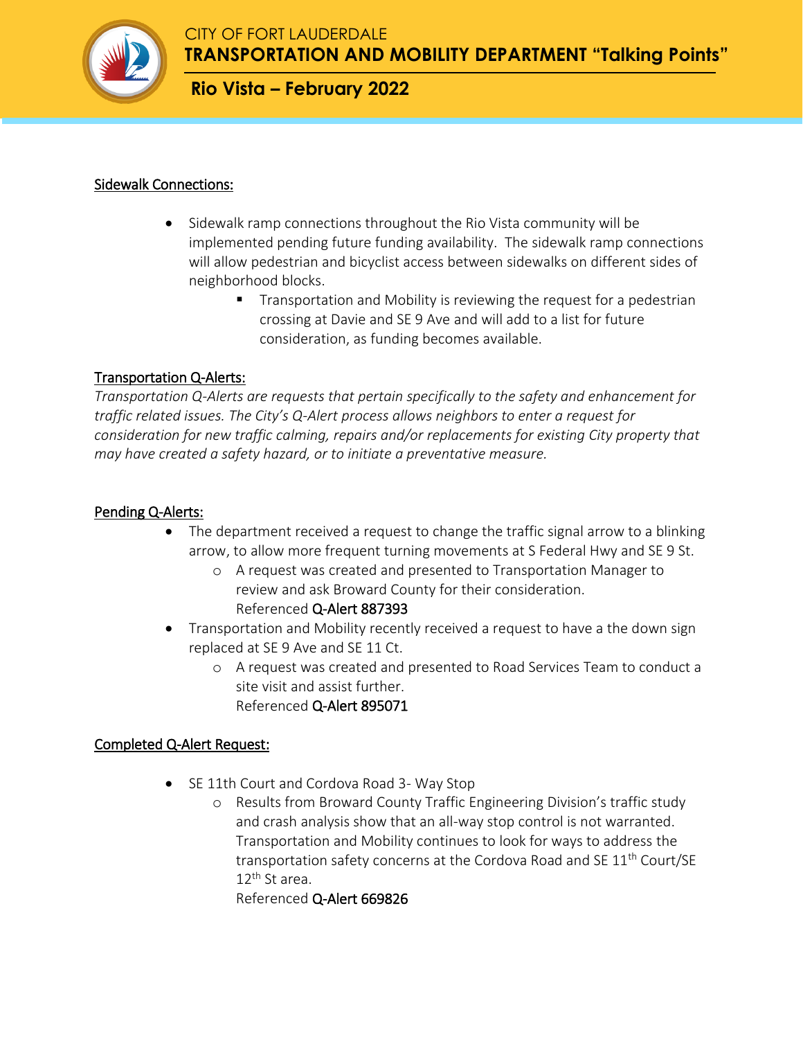# CITY OF FORT LAUDERDALE

## TRANSPORTATION AND MOBILITY DEPARTMENT "Talking Points"

## Rio Vista – February 2022

### Sidewalk Connections:

- Sidewalk ramp connections throughout the Rio Vista community will be implemented pending future funding availability. The sidewalk ramp connections will allow pedestrian and bicyclist access between sidewalks on different sides of neighborhood blocks.
    - Transportation and Mobility is reviewing the request for a pedestrian crossing at Davie and SE 9 Ave and will add to a list for future consideration, as funding becomes available.

### Transportation Q-Alerts:

*Transportation Q-Alerts are requests that pertain specifically to the safety and enhancement for traffic related issues. The City's Q-Alert process allows neighbors to enter a request for consideration for new traffic calming, repairs and/or replacements for existing City property that may have created a safety hazard, or to initiate a preventative measure.*

### Pending Q-Alerts:

- The department received a request to change the traffic signal arrow to a blinking arrow, to allow more frequent turning movements at S Federal Hwy and SE 9 St.
    - A request was created and presented to Transportation Manager to review and ask Broward County for their consideration.
      Referenced **Q-Alert 887393**
- Transportation and Mobility recently received a request to have a the down sign replaced at SE 9 Ave and SE 11 Ct.
    - A request was created and presented to Road Services Team to conduct a site visit and assist further.
      Referenced **Q-Alert 895071**

### Completed Q-Alert Request:

- SE 11th Court and Cordova Road 3- Way Stop
    - Results from Broward County Traffic Engineering Division's traffic study and crash analysis show that an all-way stop control is not warranted. Transportation and Mobility continues to look for ways to address the transportation safety concerns at the Cordova Road and SE 11th Court/SE 12th St area.
      Referenced **Q-Alert 669826**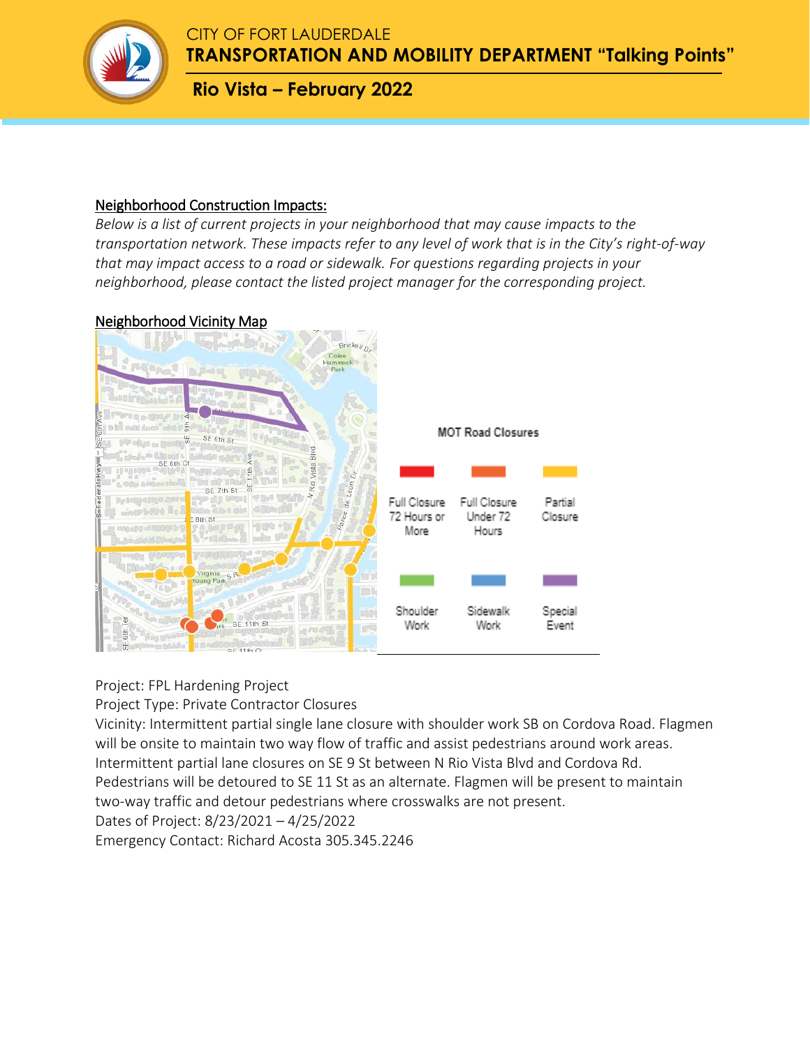# CITY OF FORT LAUDERDALE
## TRANSPORTATION AND MOBILITY DEPARTMENT "Talking Points"
### Rio Vista – February 2022

__Neighborhood Construction Impacts:__

*Below is a list of current projects in your neighborhood that may cause impacts to the transportation network. These impacts refer to any level of work that is in the City's right-of-way that may impact access to a road or sidewalk. For questions regarding projects in your neighborhood, please contact the listed project manager for the corresponding project.*

__Neighborhood Vicinity Map__

MOT Road Closures

| Full Closure 72 Hours or More | Full Closure Under 72 Hours | Partial Closure |
|---|---|---|
| **Shoulder Work** | **Sidewalk Work** | **Special Event** |

Project: FPL Hardening Project
Project Type: Private Contractor Closures
Vicinity: Intermittent partial single lane closure with shoulder work SB on Cordova Road. Flagmen will be onsite to maintain two way flow of traffic and assist pedestrians around work areas. Intermittent partial lane closures on SE 9 St between N Rio Vista Blvd and Cordova Rd. Pedestrians will be detoured to SE 11 St as an alternate. Flagmen will be present to maintain two-way traffic and detour pedestrians where crosswalks are not present.
Dates of Project: 8/23/2021 – 4/25/2022
Emergency Contact: Richard Acosta 305.345.2246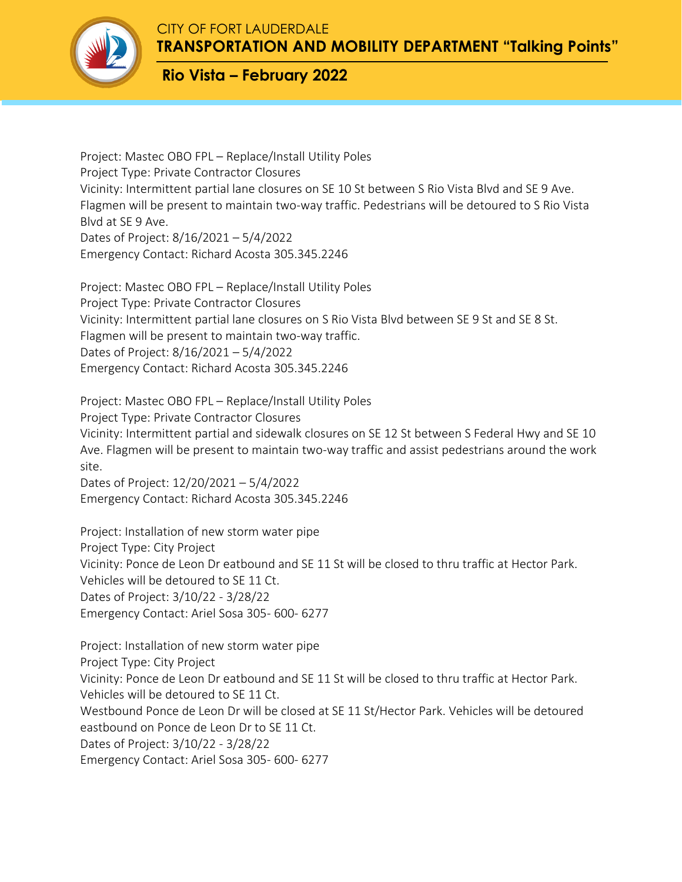CITY OF FORT LAUDERDALE
**TRANSPORTATION AND MOBILITY DEPARTMENT "Talking Points"**

## Rio Vista – February 2022

Project: Mastec OBO FPL – Replace/Install Utility Poles
Project Type: Private Contractor Closures
Vicinity: Intermittent partial lane closures on SE 10 St between S Rio Vista Blvd and SE 9 Ave. Flagmen will be present to maintain two-way traffic. Pedestrians will be detoured to S Rio Vista Blvd at SE 9 Ave.
Dates of Project: 8/16/2021 – 5/4/2022
Emergency Contact: Richard Acosta 305.345.2246

Project: Mastec OBO FPL – Replace/Install Utility Poles
Project Type: Private Contractor Closures
Vicinity: Intermittent partial lane closures on S Rio Vista Blvd between SE 9 St and SE 8 St. Flagmen will be present to maintain two-way traffic.
Dates of Project: 8/16/2021 – 5/4/2022
Emergency Contact: Richard Acosta 305.345.2246

Project: Mastec OBO FPL – Replace/Install Utility Poles
Project Type: Private Contractor Closures
Vicinity: Intermittent partial and sidewalk closures on SE 12 St between S Federal Hwy and SE 10 Ave. Flagmen will be present to maintain two-way traffic and assist pedestrians around the work site.
Dates of Project: 12/20/2021 – 5/4/2022
Emergency Contact: Richard Acosta 305.345.2246

Project: Installation of new storm water pipe
Project Type: City Project
Vicinity: Ponce de Leon Dr eatbound and SE 11 St will be closed to thru traffic at Hector Park. Vehicles will be detoured to SE 11 Ct.
Dates of Project: 3/10/22 - 3/28/22
Emergency Contact: Ariel Sosa 305- 600- 6277

Project: Installation of new storm water pipe
Project Type: City Project
Vicinity: Ponce de Leon Dr eatbound and SE 11 St will be closed to thru traffic at Hector Park. Vehicles will be detoured to SE 11 Ct.
Westbound Ponce de Leon Dr will be closed at SE 11 St/Hector Park. Vehicles will be detoured eastbound on Ponce de Leon Dr to SE 11 Ct.
Dates of Project: 3/10/22 - 3/28/22
Emergency Contact: Ariel Sosa 305- 600- 6277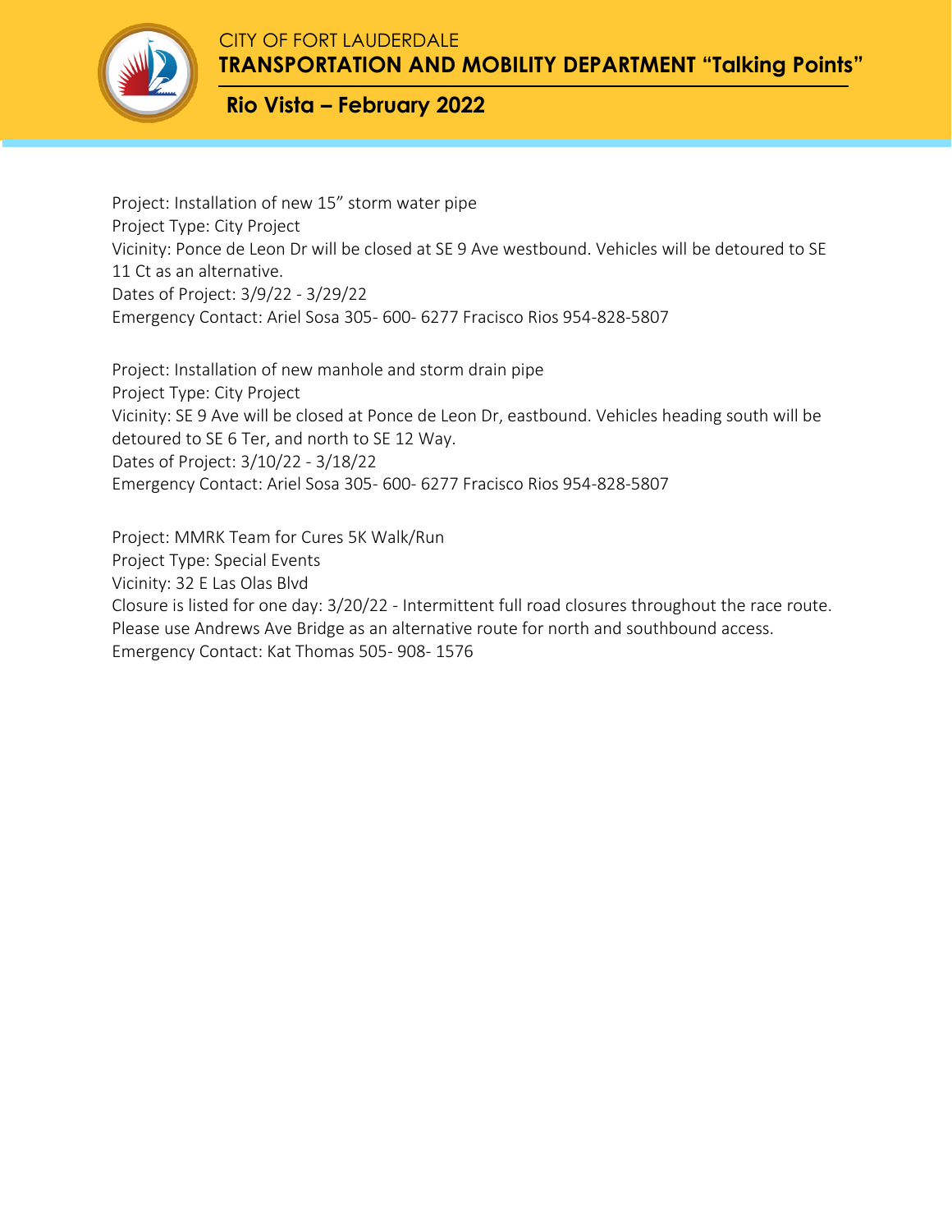CITY OF FORT LAUDERDALE

**TRANSPORTATION AND MOBILITY DEPARTMENT "Talking Points"**

## Rio Vista – February 2022

Project: Installation of new 15" storm water pipe
Project Type: City Project
Vicinity: Ponce de Leon Dr will be closed at SE 9 Ave westbound. Vehicles will be detoured to SE 11 Ct as an alternative.
Dates of Project: 3/9/22 - 3/29/22
Emergency Contact: Ariel Sosa 305- 600- 6277 Fracisco Rios 954-828-5807

Project: Installation of new manhole and storm drain pipe
Project Type: City Project
Vicinity: SE 9 Ave will be closed at Ponce de Leon Dr, eastbound. Vehicles heading south will be detoured to SE 6 Ter, and north to SE 12 Way.
Dates of Project: 3/10/22 - 3/18/22
Emergency Contact: Ariel Sosa 305- 600- 6277 Fracisco Rios 954-828-5807

Project: MMRK Team for Cures 5K Walk/Run
Project Type: Special Events
Vicinity: 32 E Las Olas Blvd
Closure is listed for one day: 3/20/22 - Intermittent full road closures throughout the race route. Please use Andrews Ave Bridge as an alternative route for north and southbound access.
Emergency Contact: Kat Thomas 505- 908- 1576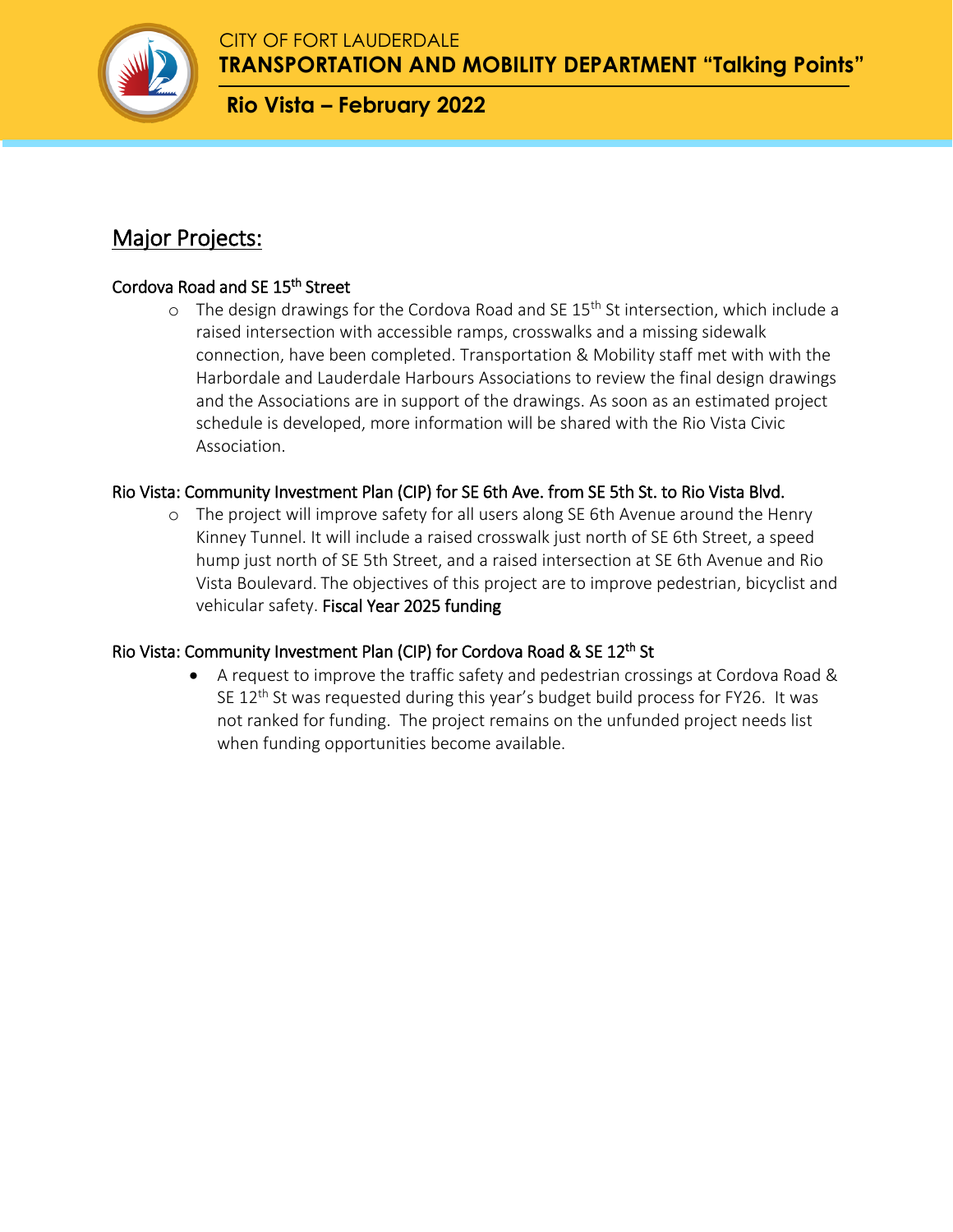CITY OF FORT LAUDERDALE

**TRANSPORTATION AND MOBILITY DEPARTMENT "Talking Points"**

**Rio Vista – February 2022**

## Major Projects:

### Cordova Road and SE 15th Street

- The design drawings for the Cordova Road and SE 15th St intersection, which include a raised intersection with accessible ramps, crosswalks and a missing sidewalk connection, have been completed. Transportation & Mobility staff met with with the Harbordale and Lauderdale Harbours Associations to review the final design drawings and the Associations are in support of the drawings. As soon as an estimated project schedule is developed, more information will be shared with the Rio Vista Civic Association.

### Rio Vista: Community Investment Plan (CIP) for SE 6th Ave. from SE 5th St. to Rio Vista Blvd.

- The project will improve safety for all users along SE 6th Avenue around the Henry Kinney Tunnel. It will include a raised crosswalk just north of SE 6th Street, a speed hump just north of SE 5th Street, and a raised intersection at SE 6th Avenue and Rio Vista Boulevard. The objectives of this project are to improve pedestrian, bicyclist and vehicular safety. Fiscal Year 2025 funding

### Rio Vista: Community Investment Plan (CIP) for Cordova Road & SE 12th St

- A request to improve the traffic safety and pedestrian crossings at Cordova Road & SE 12th St was requested during this year's budget build process for FY26. It was not ranked for funding. The project remains on the unfunded project needs list when funding opportunities become available.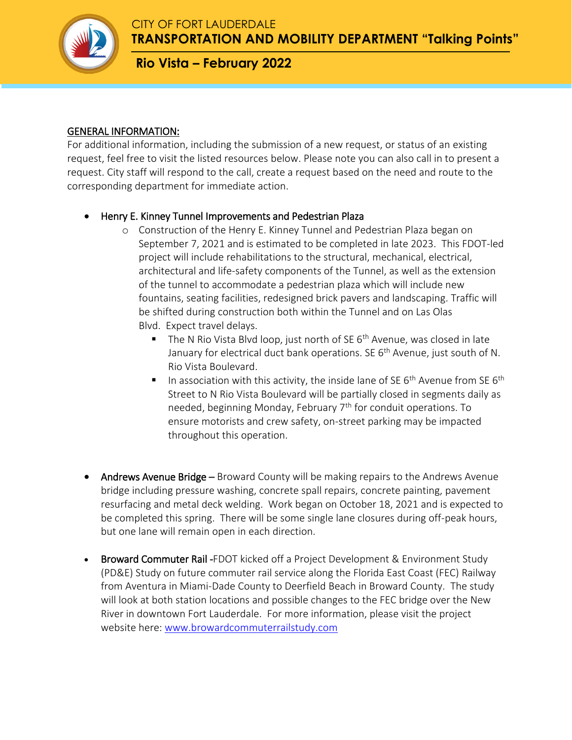CITY OF FORT LAUDERDALE
**TRANSPORTATION AND MOBILITY DEPARTMENT "Talking Points"**

## Rio Vista – February 2022

**GENERAL INFORMATION:**

For additional information, including the submission of a new request, or status of an existing request, feel free to visit the listed resources below. Please note you can also call in to present a request. City staff will respond to the call, create a request based on the need and route to the corresponding department for immediate action.

- Henry E. Kinney Tunnel Improvements and Pedestrian Plaza
  - Construction of the Henry E. Kinney Tunnel and Pedestrian Plaza began on September 7, 2021 and is estimated to be completed in late 2023. This FDOT-led project will include rehabilitations to the structural, mechanical, electrical, architectural and life-safety components of the Tunnel, as well as the extension of the tunnel to accommodate a pedestrian plaza which will include new fountains, seating facilities, redesigned brick pavers and landscaping. Traffic will be shifted during construction both within the Tunnel and on Las Olas Blvd. Expect travel delays.
    - The N Rio Vista Blvd loop, just north of SE 6th Avenue, was closed in late January for electrical duct bank operations. SE 6th Avenue, just south of N. Rio Vista Boulevard.
    - In association with this activity, the inside lane of SE 6th Avenue from SE 6th Street to N Rio Vista Boulevard will be partially closed in segments daily as needed, beginning Monday, February 7th for conduit operations. To ensure motorists and crew safety, on-street parking may be impacted throughout this operation.

- Andrews Avenue Bridge – Broward County will be making repairs to the Andrews Avenue bridge including pressure washing, concrete spall repairs, concrete painting, pavement resurfacing and metal deck welding. Work began on October 18, 2021 and is expected to be completed this spring. There will be some single lane closures during off-peak hours, but one lane will remain open in each direction.

- Broward Commuter Rail -FDOT kicked off a Project Development & Environment Study (PD&E) Study on future commuter rail service along the Florida East Coast (FEC) Railway from Aventura in Miami-Dade County to Deerfield Beach in Broward County. The study will look at both station locations and possible changes to the FEC bridge over the New River in downtown Fort Lauderdale. For more information, please visit the project website here: [www.browardcommuterrailstudy.com](http://www.browardcommuterrailstudy.com)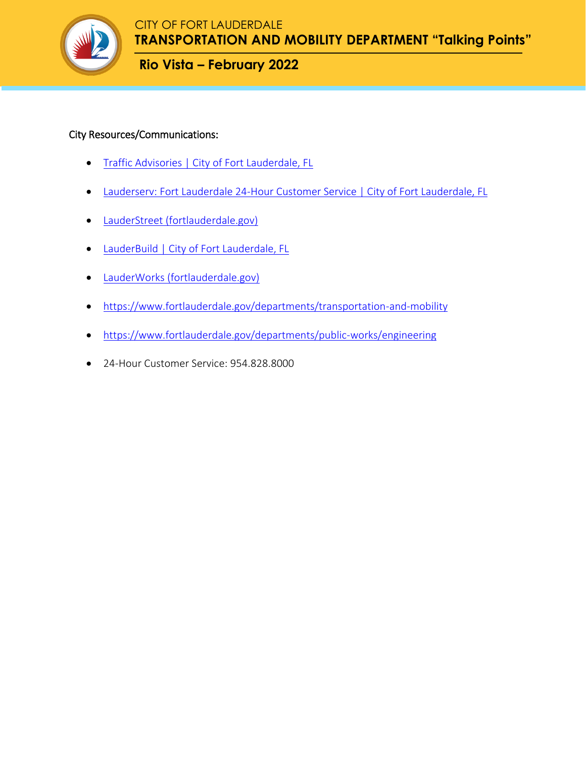City Resources/Communications:

- Traffic Advisories | City of Fort Lauderdale, FL
- Lauderserv: Fort Lauderdale 24-Hour Customer Service | City of Fort Lauderdale, FL
- LauderStreet (fortlauderdale.gov)
- LauderBuild | City of Fort Lauderdale, FL
- LauderWorks (fortlauderdale.gov)
- https://www.fortlauderdale.gov/departments/transportation-and-mobility
- https://www.fortlauderdale.gov/departments/public-works/engineering
- 24-Hour Customer Service: 954.828.8000